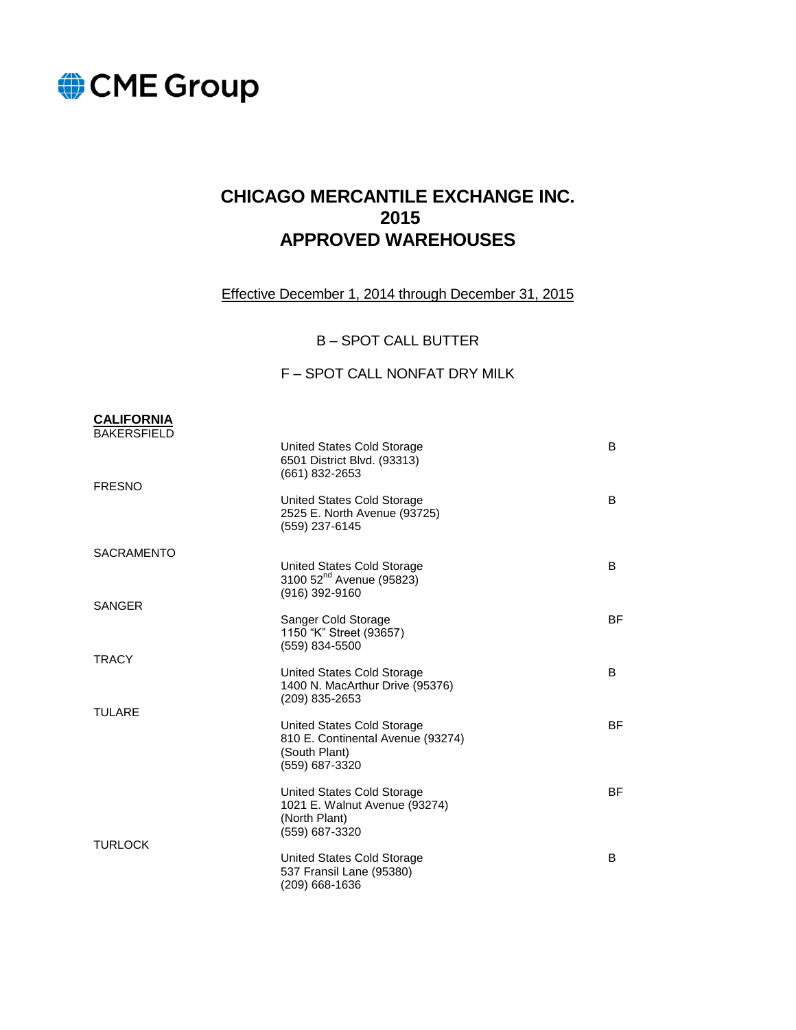CME Group

# CHICAGO MERCANTILE EXCHANGE INC.
# 2015
# APPROVED WAREHOUSES

Effective December 1, 2014 through December 31, 2015

B – SPOT CALL BUTTER

F – SPOT CALL NONFAT DRY MILK

| **CALIFORNIA** | | |
| --- | --- | --- |
| BAKERSFIELD | United States Cold Storage<br>6501 District Blvd. (93313)<br>(661) 832-2653 | B |
| FRESNO | United States Cold Storage<br>2525 E. North Avenue (93725)<br>(559) 237-6145 | B |
| SACRAMENTO | United States Cold Storage<br>3100 52nd Avenue (95823)<br>(916) 392-9160 | B |
| SANGER | Sanger Cold Storage<br>1150 "K" Street (93657)<br>(559) 834-5500 | BF |
| TRACY | United States Cold Storage<br>1400 N. MacArthur Drive (95376)<br>(209) 835-2653 | B |
| TULARE | United States Cold Storage<br>810 E. Continental Avenue (93274)<br>(South Plant)<br>(559) 687-3320 | BF |
| | United States Cold Storage<br>1021 E. Walnut Avenue (93274)<br>(North Plant)<br>(559) 687-3320 | BF |
| TURLOCK | United States Cold Storage<br>537 Fransil Lane (95380)<br>(209) 668-1636 | B |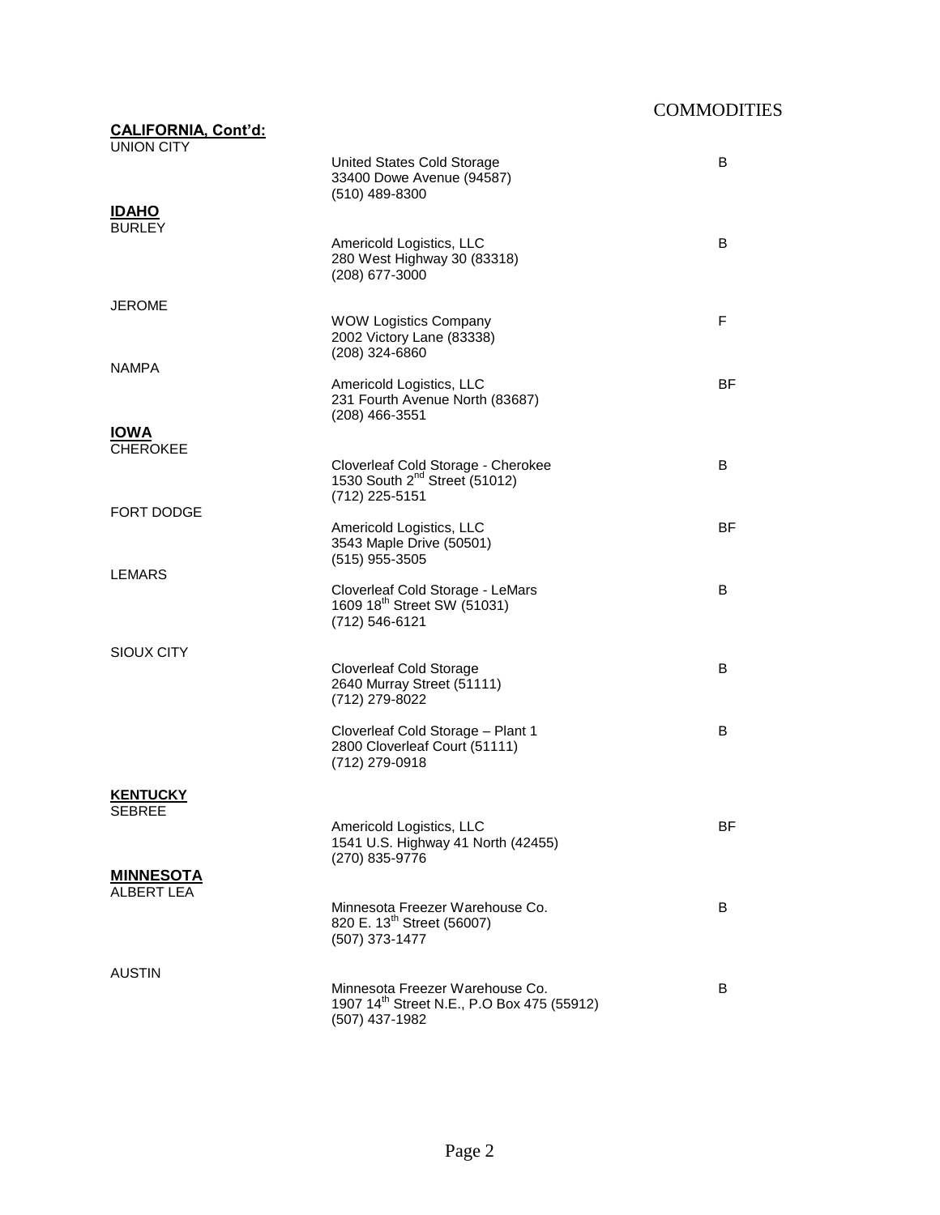COMMODITIES

**CALIFORNIA, Cont'd:**

UNION CITY

United States Cold Storage
33400 Dowe Avenue (94587)
(510) 489-8300
B

**IDAHO**

BURLEY

Americold Logistics, LLC
280 West Highway 30 (83318)
(208) 677-3000
B

JEROME

WOW Logistics Company
2002 Victory Lane (83338)
(208) 324-6860
F

NAMPA

Americold Logistics, LLC
231 Fourth Avenue North (83687)
(208) 466-3551
BF

**IOWA**

CHEROKEE

Cloverleaf Cold Storage - Cherokee
1530 South 2nd Street (51012)
(712) 225-5151
B

FORT DODGE

Americold Logistics, LLC
3543 Maple Drive (50501)
(515) 955-3505
BF

LEMARS

Cloverleaf Cold Storage - LeMars
1609 18th Street SW (51031)
(712) 546-6121
B

SIOUX CITY

Cloverleaf Cold Storage
2640 Murray Street (51111)
(712) 279-8022
B

Cloverleaf Cold Storage – Plant 1
2800 Cloverleaf Court (51111)
(712) 279-0918
B

**KENTUCKY**

SEBREE

Americold Logistics, LLC
1541 U.S. Highway 41 North (42455)
(270) 835-9776
BF

**MINNESOTA**

ALBERT LEA

Minnesota Freezer Warehouse Co.
820 E. 13th Street (56007)
(507) 373-1477
B

AUSTIN

Minnesota Freezer Warehouse Co.
1907 14th Street N.E., P.O Box 475 (55912)
(507) 437-1982
B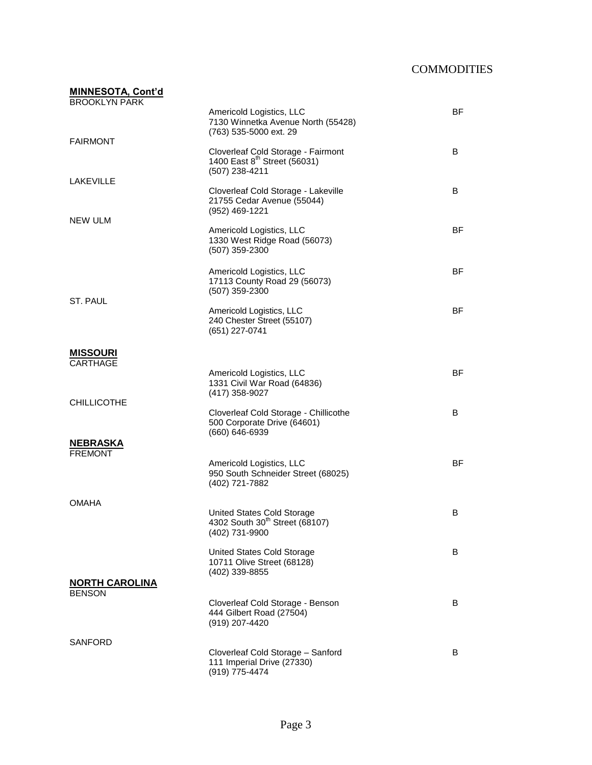COMMODITIES

**MINNESOTA, Cont'd**

| | | |
|---|---|---|
| BROOKLYN PARK | Americold Logistics, LLC<br>7130 Winnetka Avenue North (55428)<br>(763) 535-5000 ext. 29 | BF |
| FAIRMONT | Cloverleaf Cold Storage - Fairmont<br>1400 East 8th Street (56031)<br>(507) 238-4211 | B |
| LAKEVILLE | Cloverleaf Cold Storage - Lakeville<br>21755 Cedar Avenue (55044)<br>(952) 469-1221 | B |
| NEW ULM | Americold Logistics, LLC<br>1330 West Ridge Road (56073)<br>(507) 359-2300 | BF |
| | Americold Logistics, LLC<br>17113 County Road 29 (56073)<br>(507) 359-2300 | BF |
| ST. PAUL | Americold Logistics, LLC<br>240 Chester Street (55107)<br>(651) 227-0741 | BF |

**MISSOURI**

| | | |
|---|---|---|
| CARTHAGE | Americold Logistics, LLC<br>1331 Civil War Road (64836)<br>(417) 358-9027 | BF |
| CHILLICOTHE | Cloverleaf Cold Storage - Chillicothe<br>500 Corporate Drive (64601)<br>(660) 646-6939 | B |

**NEBRASKA**

| | | |
|---|---|---|
| FREMONT | Americold Logistics, LLC<br>950 South Schneider Street (68025)<br>(402) 721-7882 | BF |
| OMAHA | United States Cold Storage<br>4302 South 30th Street (68107)<br>(402) 731-9900 | B |
| | United States Cold Storage<br>10711 Olive Street (68128)<br>(402) 339-8855 | B |

**NORTH CAROLINA**

| | | |
|---|---|---|
| BENSON | Cloverleaf Cold Storage - Benson<br>444 Gilbert Road (27504)<br>(919) 207-4420 | B |
| SANFORD | Cloverleaf Cold Storage – Sanford<br>111 Imperial Drive (27330)<br>(919) 775-4474 | B |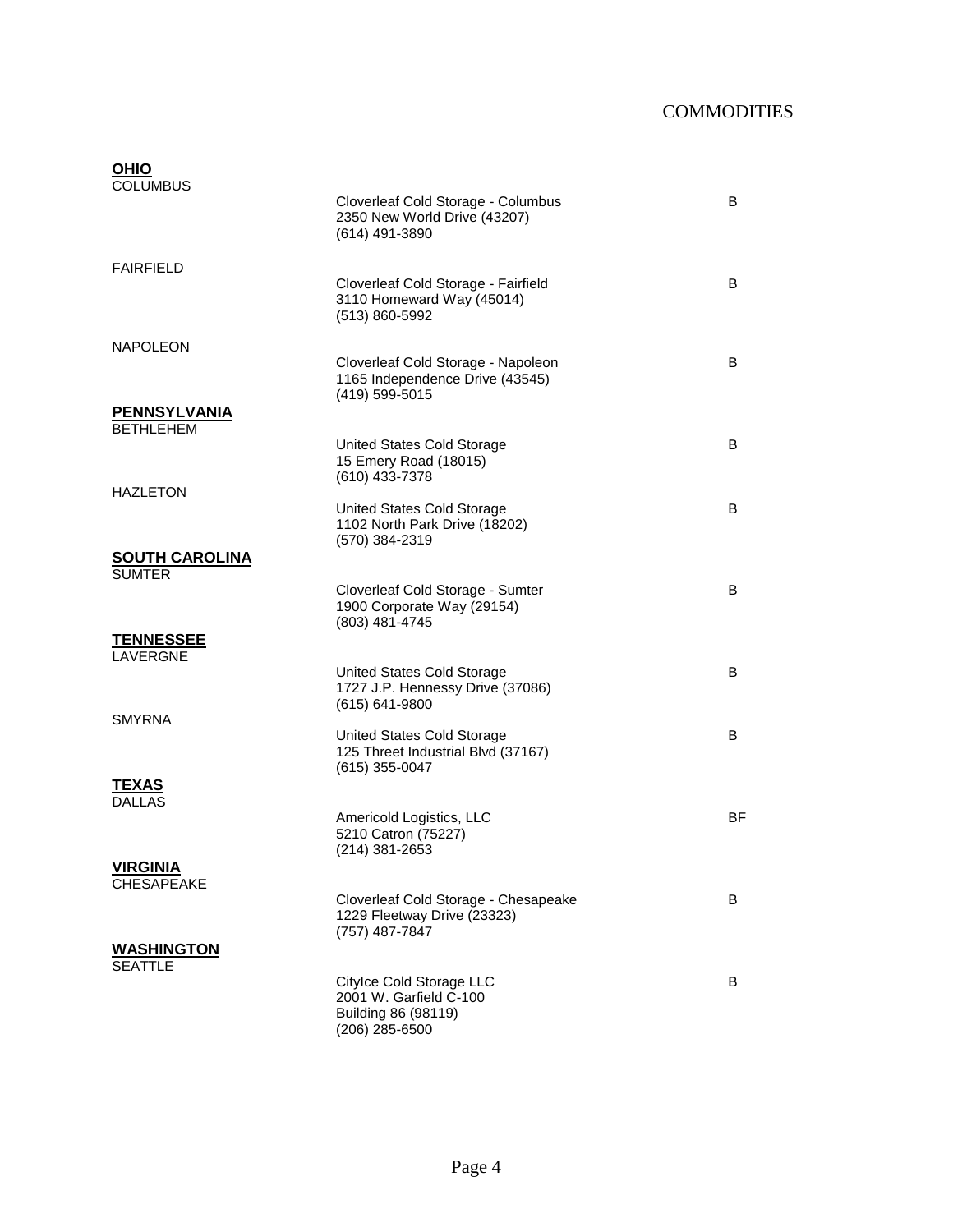COMMODITIES

**OHIO**

COLUMBUS

| | | |
|---|---|---|
| | Cloverleaf Cold Storage - Columbus<br>2350 New World Drive (43207)<br>(614) 491-3890 | B |

FAIRFIELD

| | | |
|---|---|---|
| | Cloverleaf Cold Storage - Fairfield<br>3110 Homeward Way (45014)<br>(513) 860-5992 | B |

NAPOLEON

| | | |
|---|---|---|
| | Cloverleaf Cold Storage - Napoleon<br>1165 Independence Drive (43545)<br>(419) 599-5015 | B |

**PENNSYLVANIA**

BETHLEHEM

| | | |
|---|---|---|
| | United States Cold Storage<br>15 Emery Road (18015)<br>(610) 433-7378 | B |

HAZLETON

| | | |
|---|---|---|
| | United States Cold Storage<br>1102 North Park Drive (18202)<br>(570) 384-2319 | B |

**SOUTH CAROLINA**

SUMTER

| | | |
|---|---|---|
| | Cloverleaf Cold Storage - Sumter<br>1900 Corporate Way (29154)<br>(803) 481-4745 | B |

**TENNESSEE**

LAVERGNE

| | | |
|---|---|---|
| | United States Cold Storage<br>1727 J.P. Hennessy Drive (37086)<br>(615) 641-9800 | B |

SMYRNA

| | | |
|---|---|---|
| | United States Cold Storage<br>125 Threet Industrial Blvd (37167)<br>(615) 355-0047 | B |

**TEXAS**

DALLAS

| | | |
|---|---|---|
| | Americold Logistics, LLC<br>5210 Catron (75227)<br>(214) 381-2653 | BF |

**VIRGINIA**

CHESAPEAKE

| | | |
|---|---|---|
| | Cloverleaf Cold Storage - Chesapeake<br>1229 Fleetway Drive (23323)<br>(757) 487-7847 | B |

**WASHINGTON**

SEATTLE

| | | |
|---|---|---|
| | CityIce Cold Storage LLC<br>2001 W. Garfield C-100<br>Building 86 (98119)<br>(206) 285-6500 | B |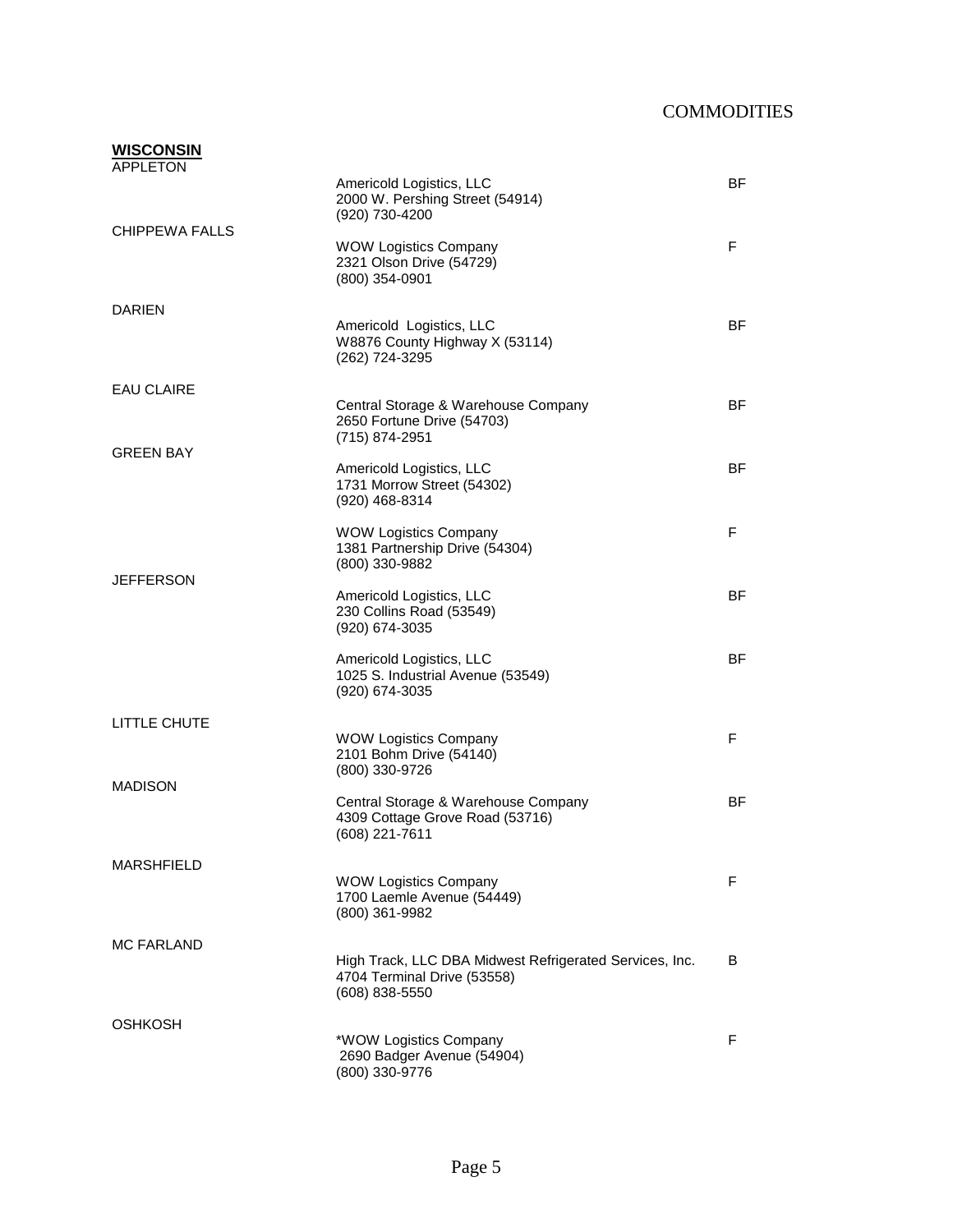COMMODITIES

**WISCONSIN**

| City | Facility | Commodities |
|---|---|---|
| APPLETON | Americold Logistics, LLC<br>2000 W. Pershing Street (54914)<br>(920) 730-4200 | BF |
| CHIPPEWA FALLS | WOW Logistics Company<br>2321 Olson Drive (54729)<br>(800) 354-0901 | F |
| DARIEN | Americold Logistics, LLC<br>W8876 County Highway X (53114)<br>(262) 724-3295 | BF |
| EAU CLAIRE | Central Storage & Warehouse Company<br>2650 Fortune Drive (54703)<br>(715) 874-2951 | BF |
| GREEN BAY | Americold Logistics, LLC<br>1731 Morrow Street (54302)<br>(920) 468-8314 | BF |
| | WOW Logistics Company<br>1381 Partnership Drive (54304)<br>(800) 330-9882 | F |
| JEFFERSON | Americold Logistics, LLC<br>230 Collins Road (53549)<br>(920) 674-3035 | BF |
| | Americold Logistics, LLC<br>1025 S. Industrial Avenue (53549)<br>(920) 674-3035 | BF |
| LITTLE CHUTE | WOW Logistics Company<br>2101 Bohm Drive (54140)<br>(800) 330-9726 | F |
| MADISON | Central Storage & Warehouse Company<br>4309 Cottage Grove Road (53716)<br>(608) 221-7611 | BF |
| MARSHFIELD | WOW Logistics Company<br>1700 Laemle Avenue (54449)<br>(800) 361-9982 | F |
| MC FARLAND | High Track, LLC DBA Midwest Refrigerated Services, Inc.<br>4704 Terminal Drive (53558)<br>(608) 838-5550 | B |
| OSHKOSH | *WOW Logistics Company<br>2690 Badger Avenue (54904)<br>(800) 330-9776 | F |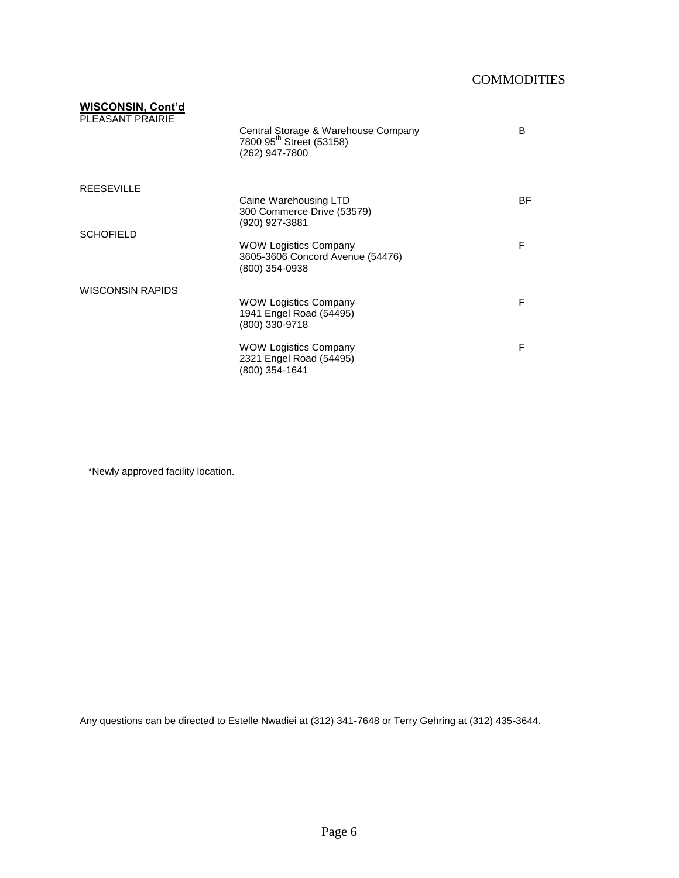**WISCONSIN, Cont'd**

| | | |
|---|---|---|
| PLEASANT PRAIRIE | Central Storage & Warehouse Company<br>7800 95th Street (53158)<br>(262) 947-7800 | B |
| REESEVILLE | Caine Warehousing LTD<br>300 Commerce Drive (53579)<br>(920) 927-3881 | BF |
| SCHOFIELD | WOW Logistics Company<br>3605-3606 Concord Avenue (54476)<br>(800) 354-0938 | F |
| WISCONSIN RAPIDS | WOW Logistics Company<br>1941 Engel Road (54495)<br>(800) 330-9718 | F |
| | WOW Logistics Company<br>2321 Engel Road (54495)<br>(800) 354-1641 | F |

*Newly approved facility location.

Any questions can be directed to Estelle Nwadiei at (312) 341-7648 or Terry Gehring at (312) 435-3644.